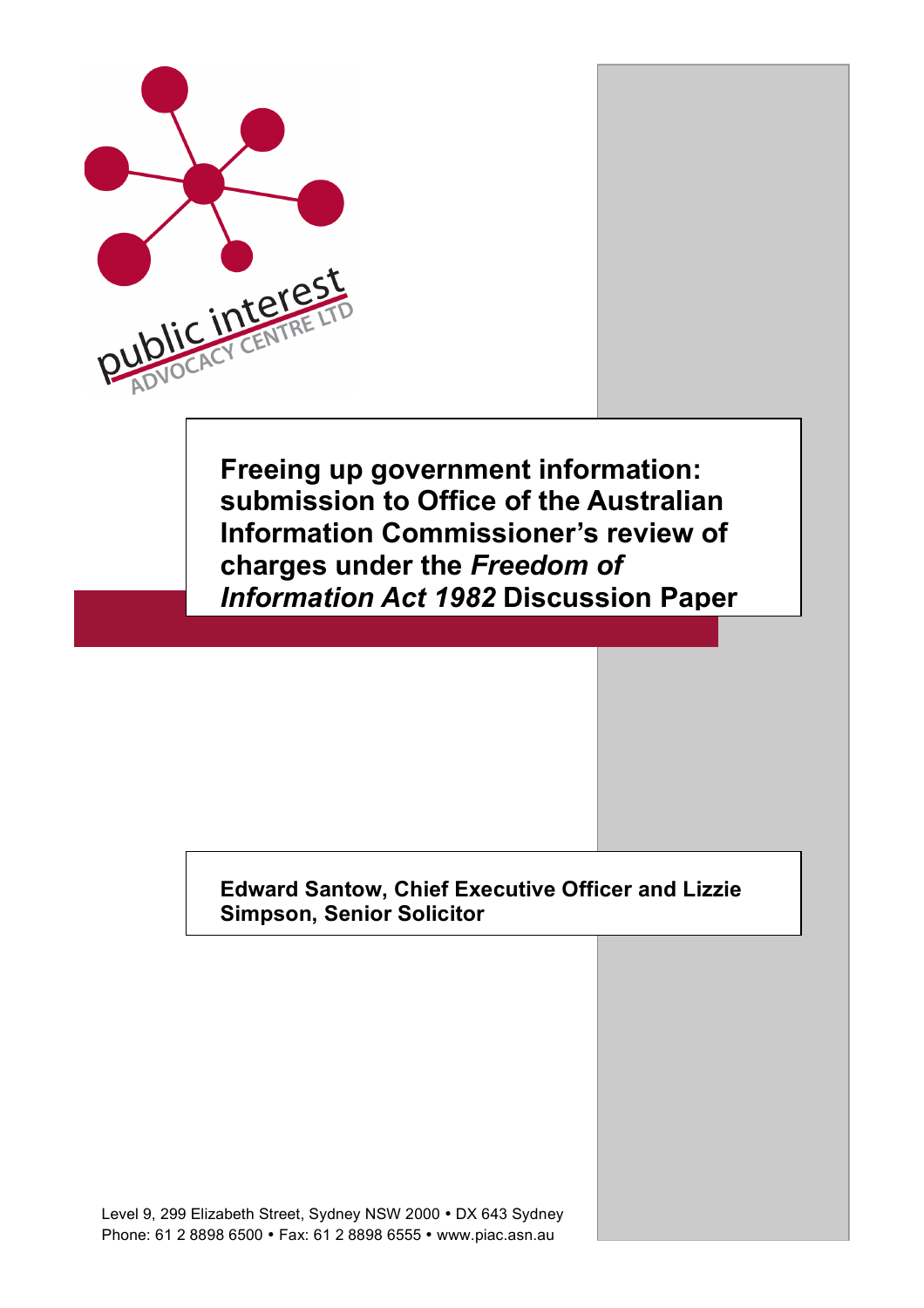public interest ADVOCACY CENTRE LTD

# Freeing up government information: submission to Office of the Australian Information Commissioner's review of charges under the *Freedom of Information Act 1982* Discussion Paper

**Edward Santow, Chief Executive Officer and Lizzie Simpson, Senior Solicitor**

Level 9, 299 Elizabeth Street, Sydney NSW 2000 • DX 643 Sydney
Phone: 61 2 8898 6500 • Fax: 61 2 8898 6555 • www.piac.asn.au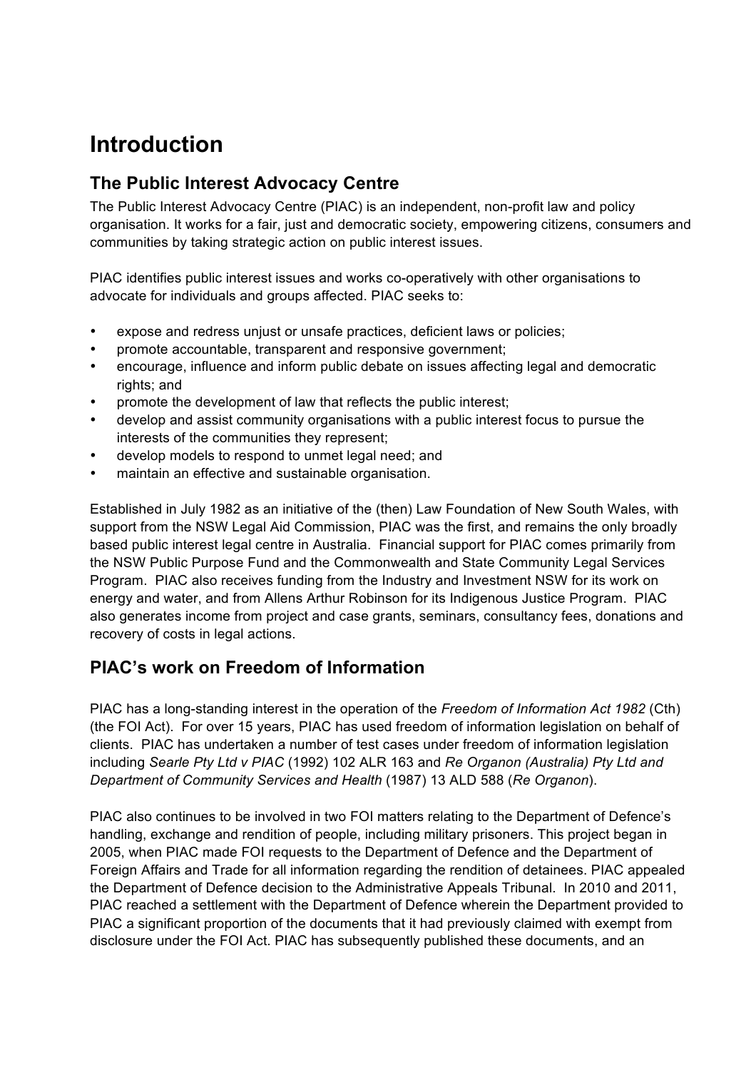# Introduction

## The Public Interest Advocacy Centre

The Public Interest Advocacy Centre (PIAC) is an independent, non-profit law and policy organisation. It works for a fair, just and democratic society, empowering citizens, consumers and communities by taking strategic action on public interest issues.

PIAC identifies public interest issues and works co-operatively with other organisations to advocate for individuals and groups affected. PIAC seeks to:

- expose and redress unjust or unsafe practices, deficient laws or policies;
- promote accountable, transparent and responsive government;
- encourage, influence and inform public debate on issues affecting legal and democratic rights; and
- promote the development of law that reflects the public interest;
- develop and assist community organisations with a public interest focus to pursue the interests of the communities they represent;
- develop models to respond to unmet legal need; and
- maintain an effective and sustainable organisation.

Established in July 1982 as an initiative of the (then) Law Foundation of New South Wales, with support from the NSW Legal Aid Commission, PIAC was the first, and remains the only broadly based public interest legal centre in Australia. Financial support for PIAC comes primarily from the NSW Public Purpose Fund and the Commonwealth and State Community Legal Services Program. PIAC also receives funding from the Industry and Investment NSW for its work on energy and water, and from Allens Arthur Robinson for its Indigenous Justice Program. PIAC also generates income from project and case grants, seminars, consultancy fees, donations and recovery of costs in legal actions.

## PIAC's work on Freedom of Information

PIAC has a long-standing interest in the operation of the *Freedom of Information Act 1982* (Cth) (the FOI Act). For over 15 years, PIAC has used freedom of information legislation on behalf of clients. PIAC has undertaken a number of test cases under freedom of information legislation including *Searle Pty Ltd v PIAC* (1992) 102 ALR 163 and *Re Organon (Australia) Pty Ltd and Department of Community Services and Health* (1987) 13 ALD 588 (*Re Organon*).

PIAC also continues to be involved in two FOI matters relating to the Department of Defence's handling, exchange and rendition of people, including military prisoners. This project began in 2005, when PIAC made FOI requests to the Department of Defence and the Department of Foreign Affairs and Trade for all information regarding the rendition of detainees. PIAC appealed the Department of Defence decision to the Administrative Appeals Tribunal. In 2010 and 2011, PIAC reached a settlement with the Department of Defence wherein the Department provided to PIAC a significant proportion of the documents that it had previously claimed with exempt from disclosure under the FOI Act. PIAC has subsequently published these documents, and an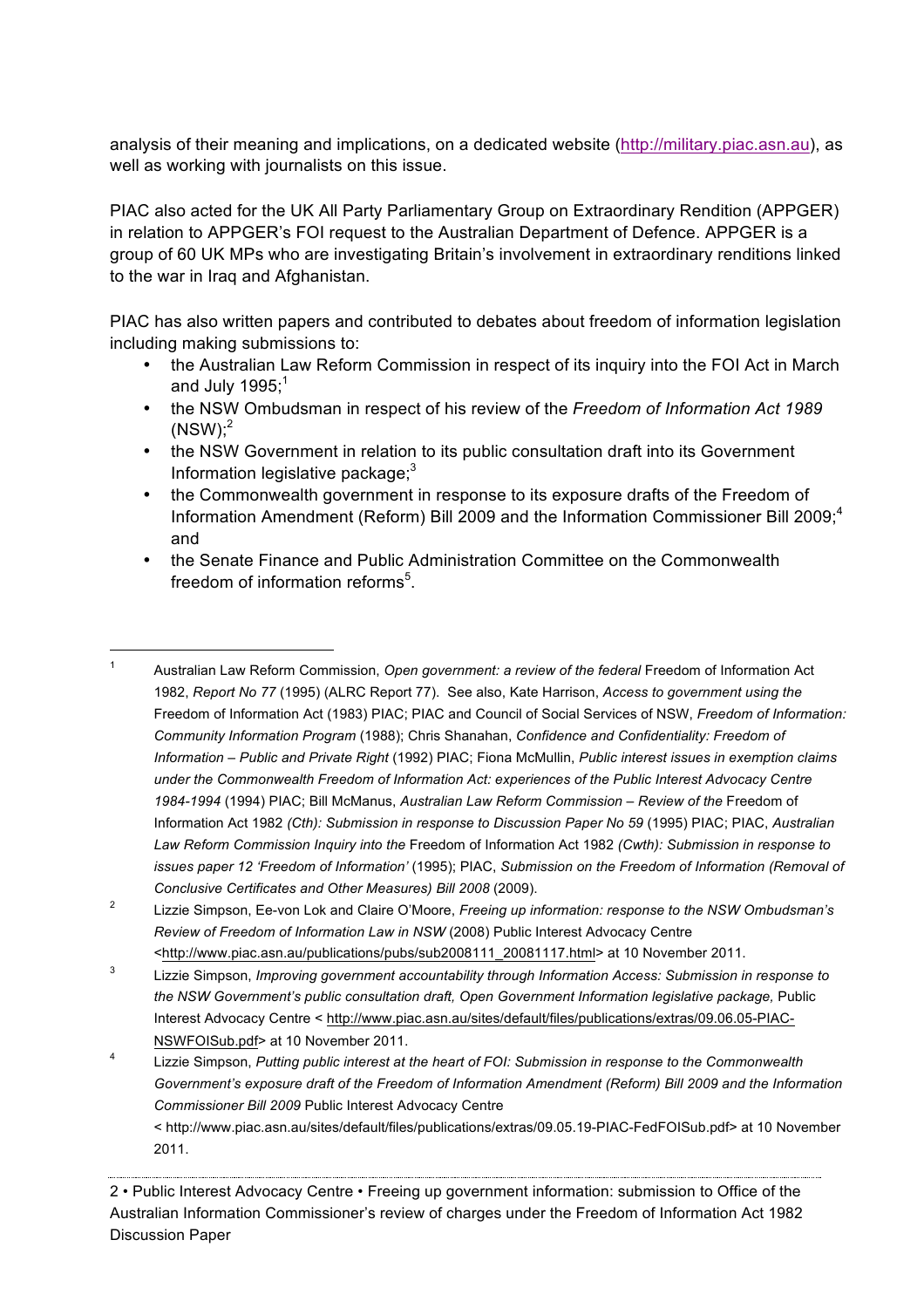analysis of their meaning and implications, on a dedicated website (http://military.piac.asn.au), as well as working with journalists on this issue.

PIAC also acted for the UK All Party Parliamentary Group on Extraordinary Rendition (APPGER) in relation to APPGER's FOI request to the Australian Department of Defence. APPGER is a group of 60 UK MPs who are investigating Britain's involvement in extraordinary renditions linked to the war in Iraq and Afghanistan.

PIAC has also written papers and contributed to debates about freedom of information legislation including making submissions to:

- the Australian Law Reform Commission in respect of its inquiry into the FOI Act in March and July 1995;[1]
- the NSW Ombudsman in respect of his review of the *Freedom of Information Act 1989* (NSW);[2]
- the NSW Government in relation to its public consultation draft into its Government Information legislative package;[3]
- the Commonwealth government in response to its exposure drafts of the Freedom of Information Amendment (Reform) Bill 2009 and the Information Commissioner Bill 2009;[4] and
- the Senate Finance and Public Administration Committee on the Commonwealth freedom of information reforms[5].

---

[1] Australian Law Reform Commission, *Open government: a review of the federal* Freedom of Information Act 1982, *Report No 77* (1995) (ALRC Report 77). See also, Kate Harrison, *Access to government using the* Freedom of Information Act (1983) PIAC; PIAC and Council of Social Services of NSW, *Freedom of Information: Community Information Program* (1988); Chris Shanahan, *Confidence and Confidentiality: Freedom of Information – Public and Private Right* (1992) PIAC; Fiona McMullin, *Public interest issues in exemption claims under the Commonwealth Freedom of Information Act: experiences of the Public Interest Advocacy Centre 1984-1994* (1994) PIAC; Bill McManus, *Australian Law Reform Commission – Review of the* Freedom of Information Act 1982 *(Cth): Submission in response to Discussion Paper No 59* (1995) PIAC; PIAC, *Australian Law Reform Commission Inquiry into the* Freedom of Information Act 1982 *(Cwth): Submission in response to issues paper 12 'Freedom of Information'* (1995); PIAC, *Submission on the Freedom of Information (Removal of Conclusive Certificates and Other Measures) Bill 2008* (2009).

[2] Lizzie Simpson, Ee-von Lok and Claire O'Moore, *Freeing up information: response to the NSW Ombudsman's Review of Freedom of Information Law in NSW* (2008) Public Interest Advocacy Centre <http://www.piac.asn.au/publications/pubs/sub2008111_20081117.html> at 10 November 2011.

[3] Lizzie Simpson, *Improving government accountability through Information Access: Submission in response to the NSW Government's public consultation draft, Open Government Information legislative package,* Public Interest Advocacy Centre < http://www.piac.asn.au/sites/default/files/publications/extras/09.06.05-PIAC-NSWFOISub.pdf> at 10 November 2011.

[4] Lizzie Simpson, *Putting public interest at the heart of FOI: Submission in response to the Commonwealth Government's exposure draft of the Freedom of Information Amendment (Reform) Bill 2009 and the Information Commissioner Bill 2009* Public Interest Advocacy Centre < http://www.piac.asn.au/sites/default/files/publications/extras/09.05.19-PIAC-FedFOISub.pdf> at 10 November 2011.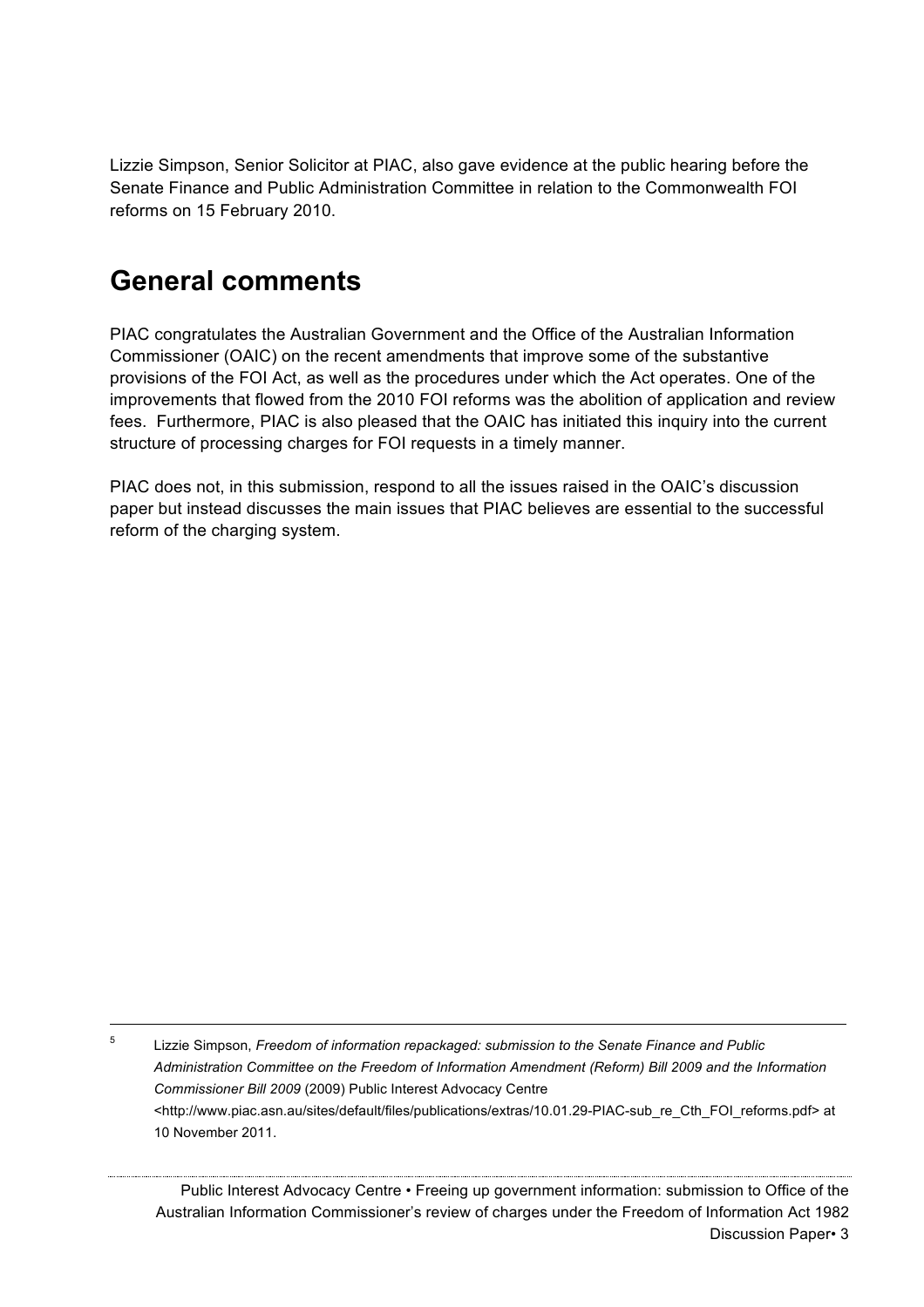Lizzie Simpson, Senior Solicitor at PIAC, also gave evidence at the public hearing before the Senate Finance and Public Administration Committee in relation to the Commonwealth FOI reforms on 15 February 2010.

## General comments

PIAC congratulates the Australian Government and the Office of the Australian Information Commissioner (OAIC) on the recent amendments that improve some of the substantive provisions of the FOI Act, as well as the procedures under which the Act operates. One of the improvements that flowed from the 2010 FOI reforms was the abolition of application and review fees. Furthermore, PIAC is also pleased that the OAIC has initiated this inquiry into the current structure of processing charges for FOI requests in a timely manner.

PIAC does not, in this submission, respond to all the issues raised in the OAIC's discussion paper but instead discusses the main issues that PIAC believes are essential to the successful reform of the charging system.

---

[5] Lizzie Simpson, *Freedom of information repackaged: submission to the Senate Finance and Public Administration Committee on the Freedom of Information Amendment (Reform) Bill 2009 and the Information Commissioner Bill 2009* (2009) Public Interest Advocacy Centre <http://www.piac.asn.au/sites/default/files/publications/extras/10.01.29-PIAC-sub_re_Cth_FOI_reforms.pdf> at 10 November 2011.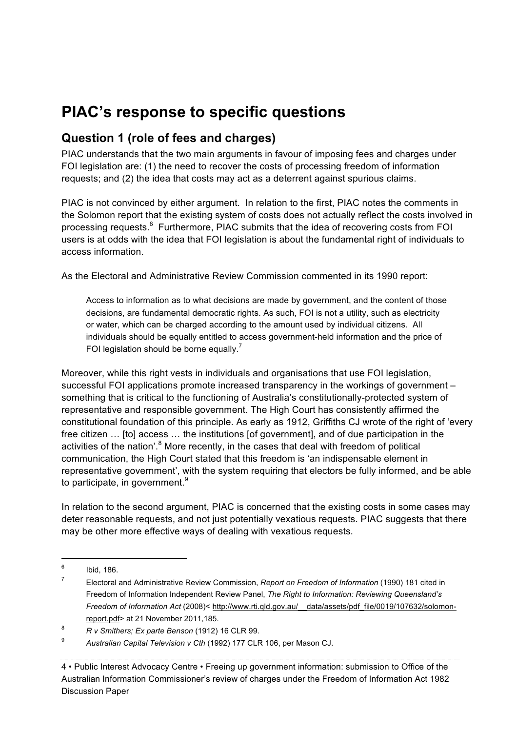# PIAC's response to specific questions

## Question 1 (role of fees and charges)

PIAC understands that the two main arguments in favour of imposing fees and charges under FOI legislation are: (1) the need to recover the costs of processing freedom of information requests; and (2) the idea that costs may act as a deterrent against spurious claims.

PIAC is not convinced by either argument. In relation to the first, PIAC notes the comments in the Solomon report that the existing system of costs does not actually reflect the costs involved in processing requests.[6] Furthermore, PIAC submits that the idea of recovering costs from FOI users is at odds with the idea that FOI legislation is about the fundamental right of individuals to access information.

As the Electoral and Administrative Review Commission commented in its 1990 report:

> Access to information as to what decisions are made by government, and the content of those decisions, are fundamental democratic rights. As such, FOI is not a utility, such as electricity or water, which can be charged according to the amount used by individual citizens. All individuals should be equally entitled to access government-held information and the price of FOI legislation should be borne equally.[7]

Moreover, while this right vests in individuals and organisations that use FOI legislation, successful FOI applications promote increased transparency in the workings of government – something that is critical to the functioning of Australia's constitutionally-protected system of representative and responsible government. The High Court has consistently affirmed the constitutional foundation of this principle. As early as 1912, Griffiths CJ wrote of the right of 'every free citizen … [to] access … the institutions [of government], and of due participation in the activities of the nation'.[8] More recently, in the cases that deal with freedom of political communication, the High Court stated that this freedom is 'an indispensable element in representative government', with the system requiring that electors be fully informed, and be able to participate, in government.[9]

In relation to the second argument, PIAC is concerned that the existing costs in some cases may deter reasonable requests, and not just potentially vexatious requests. PIAC suggests that there may be other more effective ways of dealing with vexatious requests.

---

[6] Ibid, 186.

[7] Electoral and Administrative Review Commission, *Report on Freedom of Information* (1990) 181 cited in Freedom of Information Independent Review Panel, *The Right to Information: Reviewing Queensland's Freedom of Information Act* (2008)< http://www.rti.qld.gov.au/__data/assets/pdf_file/0019/107632/solomon-report.pdf> at 21 November 2011,185.

[8] *R v Smithers; Ex parte Benson* (1912) 16 CLR 99.

[9] *Australian Capital Television v Cth* (1992) 177 CLR 106, per Mason CJ.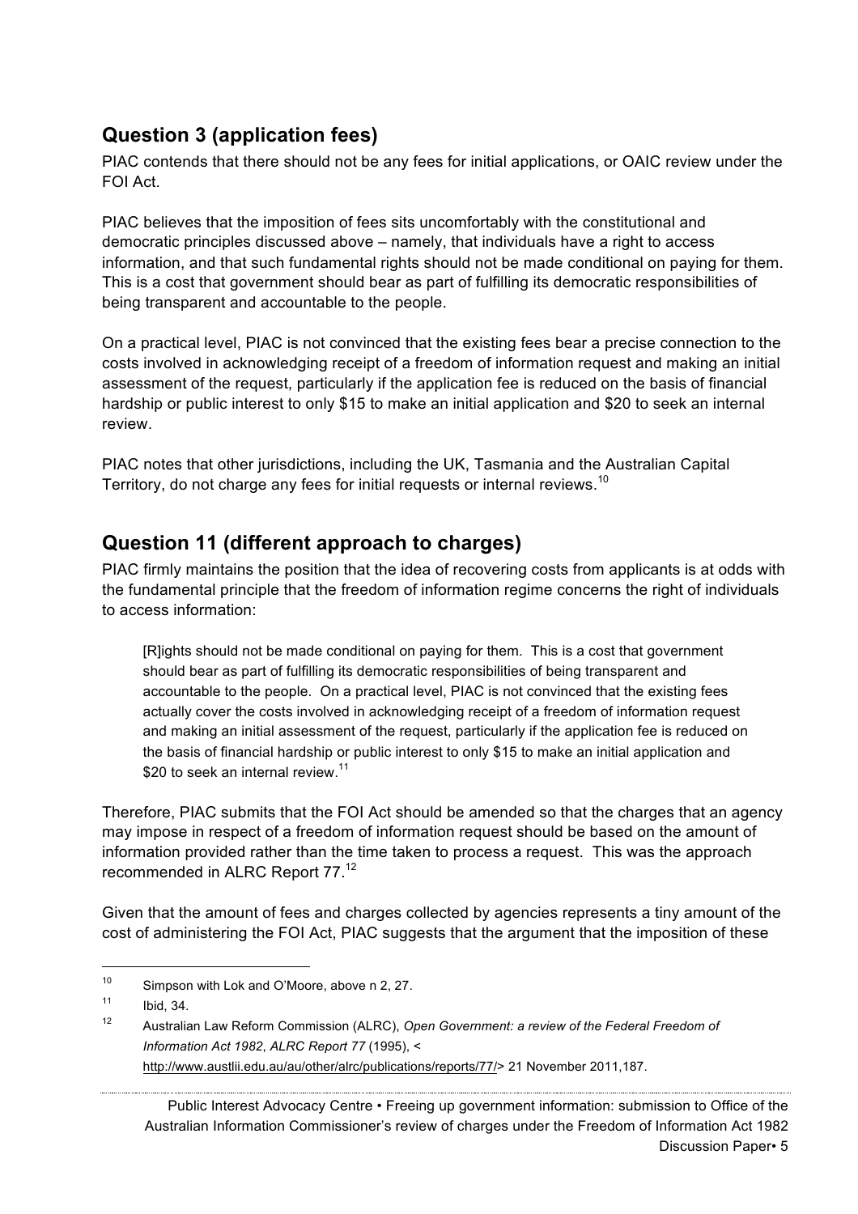## Question 3 (application fees)

PIAC contends that there should not be any fees for initial applications, or OAIC review under the FOI Act.

PIAC believes that the imposition of fees sits uncomfortably with the constitutional and democratic principles discussed above – namely, that individuals have a right to access information, and that such fundamental rights should not be made conditional on paying for them. This is a cost that government should bear as part of fulfilling its democratic responsibilities of being transparent and accountable to the people.

On a practical level, PIAC is not convinced that the existing fees bear a precise connection to the costs involved in acknowledging receipt of a freedom of information request and making an initial assessment of the request, particularly if the application fee is reduced on the basis of financial hardship or public interest to only $15 to make an initial application and $20 to seek an internal review.

PIAC notes that other jurisdictions, including the UK, Tasmania and the Australian Capital Territory, do not charge any fees for initial requests or internal reviews.[10]

## Question 11 (different approach to charges)

PIAC firmly maintains the position that the idea of recovering costs from applicants is at odds with the fundamental principle that the freedom of information regime concerns the right of individuals to access information:

> [R]ights should not be made conditional on paying for them. This is a cost that government should bear as part of fulfilling its democratic responsibilities of being transparent and accountable to the people. On a practical level, PIAC is not convinced that the existing fees actually cover the costs involved in acknowledging receipt of a freedom of information request and making an initial assessment of the request, particularly if the application fee is reduced on the basis of financial hardship or public interest to only $15 to make an initial application and $20 to seek an internal review.[11]

Therefore, PIAC submits that the FOI Act should be amended so that the charges that an agency may impose in respect of a freedom of information request should be based on the amount of information provided rather than the time taken to process a request. This was the approach recommended in ALRC Report 77.[12]

Given that the amount of fees and charges collected by agencies represents a tiny amount of the cost of administering the FOI Act, PIAC suggests that the argument that the imposition of these

---

[10] Simpson with Lok and O'Moore, above n 2, 27.

[11] Ibid, 34.

[12] Australian Law Reform Commission (ALRC), *Open Government: a review of the Federal Freedom of Information Act 1982*, *ALRC Report 77* (1995), < http://www.austlii.edu.au/au/other/alrc/publications/reports/77/> 21 November 2011,187.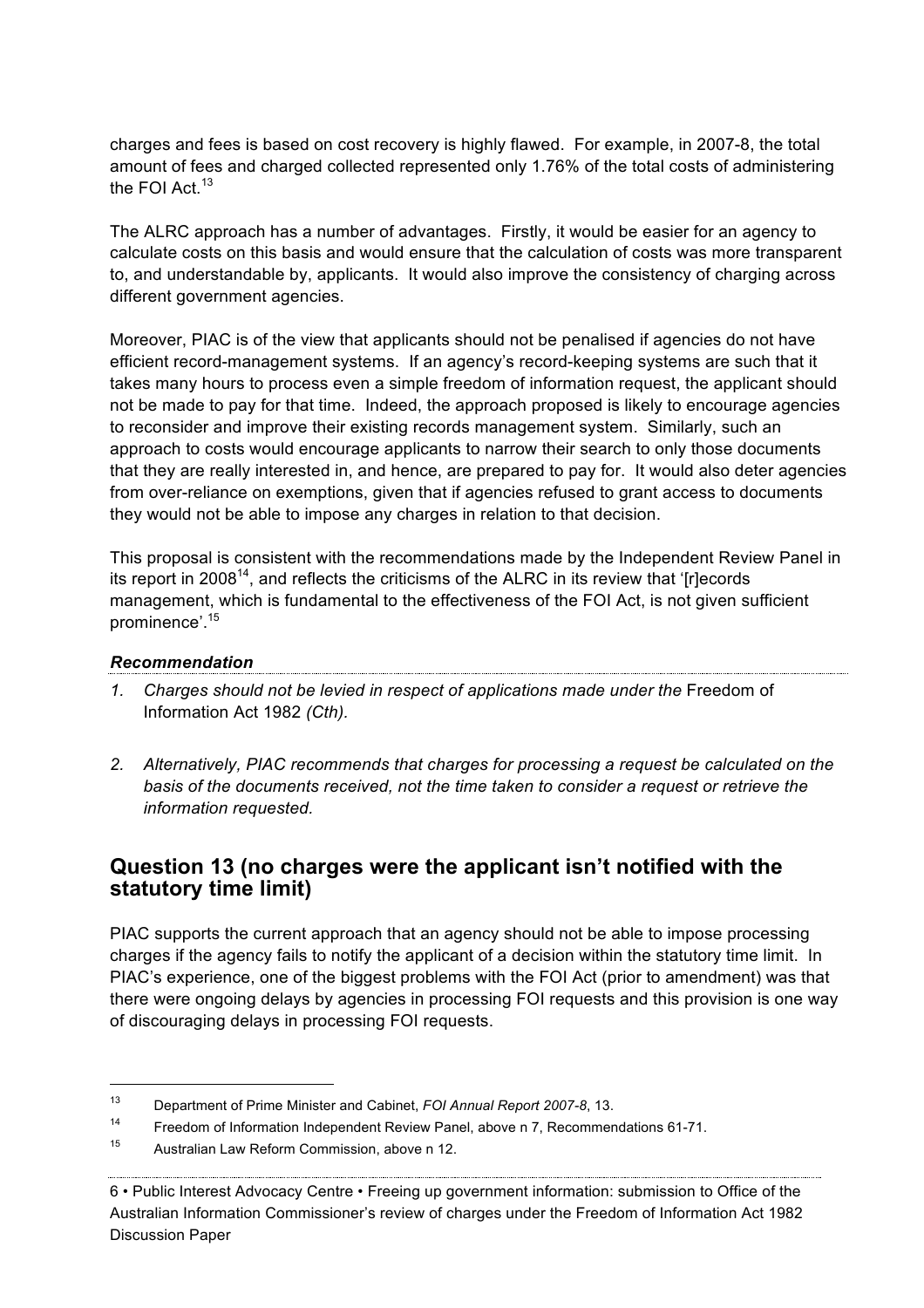charges and fees is based on cost recovery is highly flawed. For example, in 2007-8, the total amount of fees and charged collected represented only 1.76% of the total costs of administering the FOI Act.[13]

The ALRC approach has a number of advantages. Firstly, it would be easier for an agency to calculate costs on this basis and would ensure that the calculation of costs was more transparent to, and understandable by, applicants. It would also improve the consistency of charging across different government agencies.

Moreover, PIAC is of the view that applicants should not be penalised if agencies do not have efficient record-management systems. If an agency's record-keeping systems are such that it takes many hours to process even a simple freedom of information request, the applicant should not be made to pay for that time. Indeed, the approach proposed is likely to encourage agencies to reconsider and improve their existing records management system. Similarly, such an approach to costs would encourage applicants to narrow their search to only those documents that they are really interested in, and hence, are prepared to pay for. It would also deter agencies from over-reliance on exemptions, given that if agencies refused to grant access to documents they would not be able to impose any charges in relation to that decision.

This proposal is consistent with the recommendations made by the Independent Review Panel in its report in 2008[14], and reflects the criticisms of the ALRC in its review that '[r]ecords management, which is fundamental to the effectiveness of the FOI Act, is not given sufficient prominence'.[15]

***Recommendation***

1. *Charges should not be levied in respect of applications made under the* Freedom of Information Act 1982 *(Cth).*

2. *Alternatively, PIAC recommends that charges for processing a request be calculated on the basis of the documents received, not the time taken to consider a request or retrieve the information requested.*

## Question 13 (no charges were the applicant isn't notified with the statutory time limit)

PIAC supports the current approach that an agency should not be able to impose processing charges if the agency fails to notify the applicant of a decision within the statutory time limit. In PIAC's experience, one of the biggest problems with the FOI Act (prior to amendment) was that there were ongoing delays by agencies in processing FOI requests and this provision is one way of discouraging delays in processing FOI requests.

---

13 Department of Prime Minister and Cabinet, *FOI Annual Report 2007-8*, 13.

14 Freedom of Information Independent Review Panel, above n 7, Recommendations 61-71.

15 Australian Law Reform Commission, above n 12.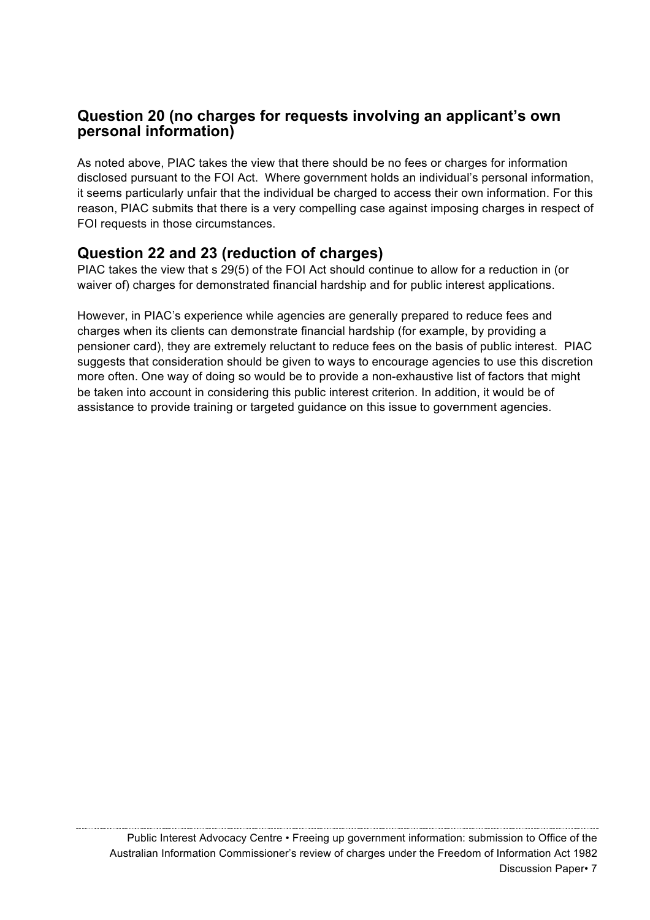## Question 20 (no charges for requests involving an applicant's own personal information)

As noted above, PIAC takes the view that there should be no fees or charges for information disclosed pursuant to the FOI Act. Where government holds an individual's personal information, it seems particularly unfair that the individual be charged to access their own information. For this reason, PIAC submits that there is a very compelling case against imposing charges in respect of FOI requests in those circumstances.

## Question 22 and 23 (reduction of charges)

PIAC takes the view that s 29(5) of the FOI Act should continue to allow for a reduction in (or waiver of) charges for demonstrated financial hardship and for public interest applications.

However, in PIAC's experience while agencies are generally prepared to reduce fees and charges when its clients can demonstrate financial hardship (for example, by providing a pensioner card), they are extremely reluctant to reduce fees on the basis of public interest. PIAC suggests that consideration should be given to ways to encourage agencies to use this discretion more often. One way of doing so would be to provide a non-exhaustive list of factors that might be taken into account in considering this public interest criterion. In addition, it would be of assistance to provide training or targeted guidance on this issue to government agencies.